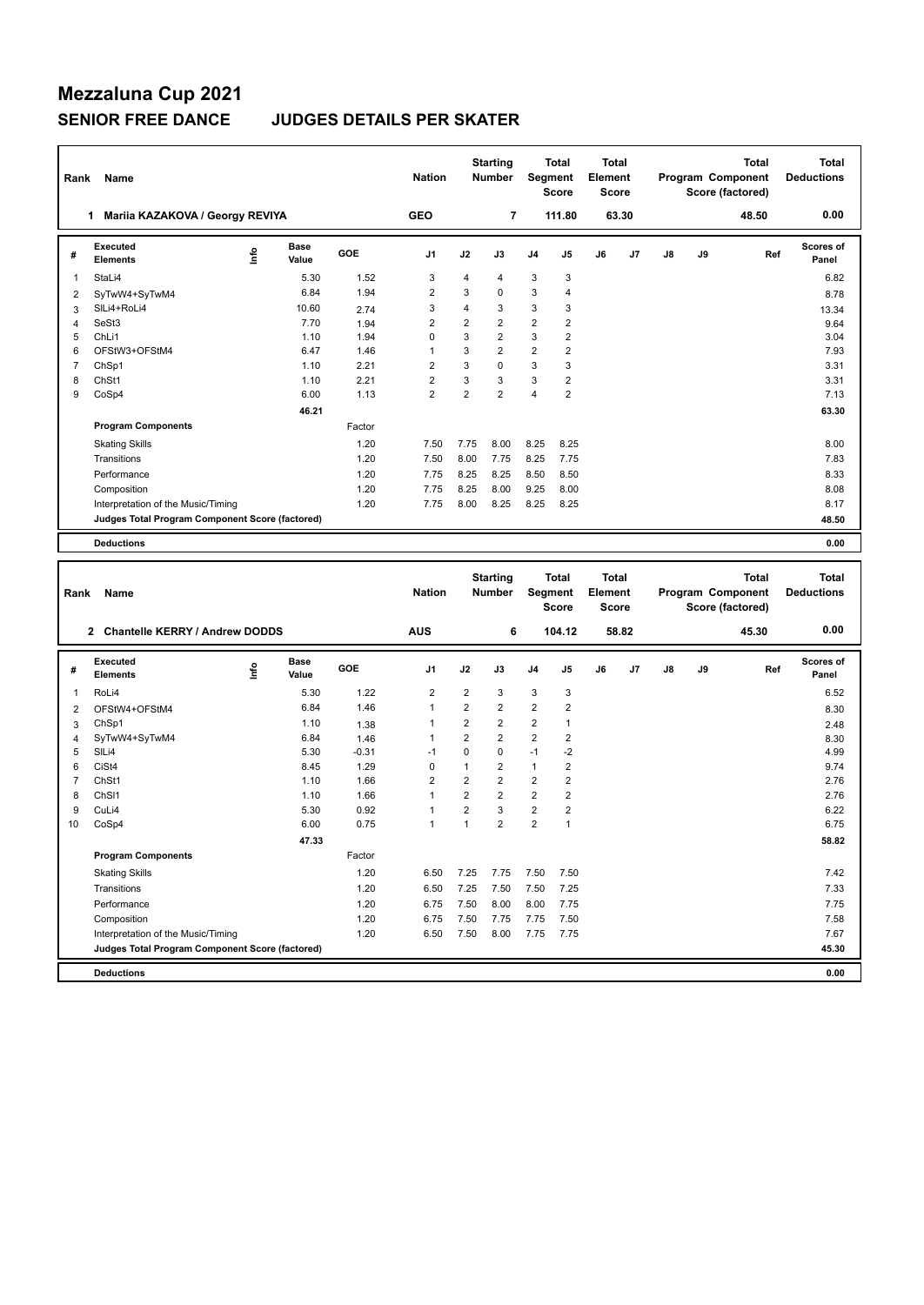# Mezzaluna Cup 2021

## SENIOR FREE DANCE JUDGES DETAILS PER SKATER

| Rank | Name | Nation | Starting Number | Total Segment Score | Total Element Score | Total Program Component Score (factored) | Total Deductions |
|---|---|---|---|---|---|---|---|
| 1 | Mariia KAZAKOVA / Georgy REVIYA | GEO | 7 | 111.80 | 63.30 | 48.50 | 0.00 |

| # | Executed Elements | Info | Base Value | GOE | J1 | J2 | J3 | J4 | J5 | J6 | J7 | J8 | J9 | Ref | Scores of Panel |
|---|---|---|---|---|---|---|---|---|---|---|---|---|---|---|---|
| 1 | StaLi4 | | 5.30 | 1.52 | 3 | 4 | 4 | 3 | 3 | | | | | | 6.82 |
| 2 | SyTwW4+SyTwM4 | | 6.84 | 1.94 | 2 | 3 | 0 | 3 | 4 | | | | | | 8.78 |
| 3 | SlLi4+RoLi4 | | 10.60 | 2.74 | 3 | 4 | 3 | 3 | 3 | | | | | | 13.34 |
| 4 | SeSt3 | | 7.70 | 1.94 | 2 | 2 | 2 | 2 | 2 | | | | | | 9.64 |
| 5 | ChLi1 | | 1.10 | 1.94 | 0 | 3 | 2 | 3 | 2 | | | | | | 3.04 |
| 6 | OFStW3+OFStM4 | | 6.47 | 1.46 | 1 | 3 | 2 | 2 | 2 | | | | | | 7.93 |
| 7 | ChSp1 | | 1.10 | 2.21 | 2 | 3 | 0 | 3 | 3 | | | | | | 3.31 |
| 8 | ChSt1 | | 1.10 | 2.21 | 2 | 3 | 3 | 3 | 2 | | | | | | 3.31 |
| 9 | CoSp4 | | 6.00 | 1.13 | 2 | 2 | 2 | 4 | 2 | | | | | | 7.13 |
| | | | 46.21 | | | | | | | | | | | | 63.30 |
| | **Program Components** | | | Factor | | | | | | | | | | | |
| | Skating Skills | | | 1.20 | 7.50 | 7.75 | 8.00 | 8.25 | 8.25 | | | | | | 8.00 |
| | Transitions | | | 1.20 | 7.50 | 8.00 | 7.75 | 8.25 | 7.75 | | | | | | 7.83 |
| | Performance | | | 1.20 | 7.75 | 8.25 | 8.25 | 8.50 | 8.50 | | | | | | 8.33 |
| | Composition | | | 1.20 | 7.75 | 8.25 | 8.00 | 9.25 | 8.00 | | | | | | 8.08 |
| | Interpretation of the Music/Timing | | | 1.20 | 7.75 | 8.00 | 8.25 | 8.25 | 8.25 | | | | | | 8.17 |
| | **Judges Total Program Component Score (factored)** | | | | | | | | | | | | | | 48.50 |
| | **Deductions** | | | | | | | | | | | | | | 0.00 |

| Rank | Name | Nation | Starting Number | Total Segment Score | Total Element Score | Total Program Component Score (factored) | Total Deductions |
|---|---|---|---|---|---|---|---|
| 2 | Chantelle KERRY / Andrew DODDS | AUS | 6 | 104.12 | 58.82 | 45.30 | 0.00 |

| # | Executed Elements | Info | Base Value | GOE | J1 | J2 | J3 | J4 | J5 | J6 | J7 | J8 | J9 | Ref | Scores of Panel |
|---|---|---|---|---|---|---|---|---|---|---|---|---|---|---|---|
| 1 | RoLi4 | | 5.30 | 1.22 | 2 | 2 | 3 | 3 | 3 | | | | | | 6.52 |
| 2 | OFStW4+OFStM4 | | 6.84 | 1.46 | 1 | 2 | 2 | 2 | 2 | | | | | | 8.30 |
| 3 | ChSp1 | | 1.10 | 1.38 | 1 | 2 | 2 | 2 | 1 | | | | | | 2.48 |
| 4 | SyTwW4+SyTwM4 | | 6.84 | 1.46 | 1 | 2 | 2 | 2 | 2 | | | | | | 8.30 |
| 5 | SlLi4 | | 5.30 | -0.31 | -1 | 0 | 0 | -1 | -2 | | | | | | 4.99 |
| 6 | CiSt4 | | 8.45 | 1.29 | 0 | 1 | 2 | 1 | 2 | | | | | | 9.74 |
| 7 | ChSt1 | | 1.10 | 1.66 | 2 | 2 | 2 | 2 | 2 | | | | | | 2.76 |
| 8 | ChSl1 | | 1.10 | 1.66 | 1 | 2 | 2 | 2 | 2 | | | | | | 2.76 |
| 9 | CuLi4 | | 5.30 | 0.92 | 1 | 2 | 3 | 2 | 2 | | | | | | 6.22 |
| 10 | CoSp4 | | 6.00 | 0.75 | 1 | 1 | 2 | 2 | 1 | | | | | | 6.75 |
| | | | 47.33 | | | | | | | | | | | | 58.82 |
| | **Program Components** | | | Factor | | | | | | | | | | | |
| | Skating Skills | | | 1.20 | 6.50 | 7.25 | 7.75 | 7.50 | 7.50 | | | | | | 7.42 |
| | Transitions | | | 1.20 | 6.50 | 7.25 | 7.50 | 7.50 | 7.25 | | | | | | 7.33 |
| | Performance | | | 1.20 | 6.75 | 7.50 | 8.00 | 8.00 | 7.75 | | | | | | 7.75 |
| | Composition | | | 1.20 | 6.75 | 7.50 | 7.75 | 7.75 | 7.50 | | | | | | 7.58 |
| | Interpretation of the Music/Timing | | | 1.20 | 6.50 | 7.50 | 8.00 | 7.75 | 7.75 | | | | | | 7.67 |
| | **Judges Total Program Component Score (factored)** | | | | | | | | | | | | | | 45.30 |
| | **Deductions** | | | | | | | | | | | | | | 0.00 |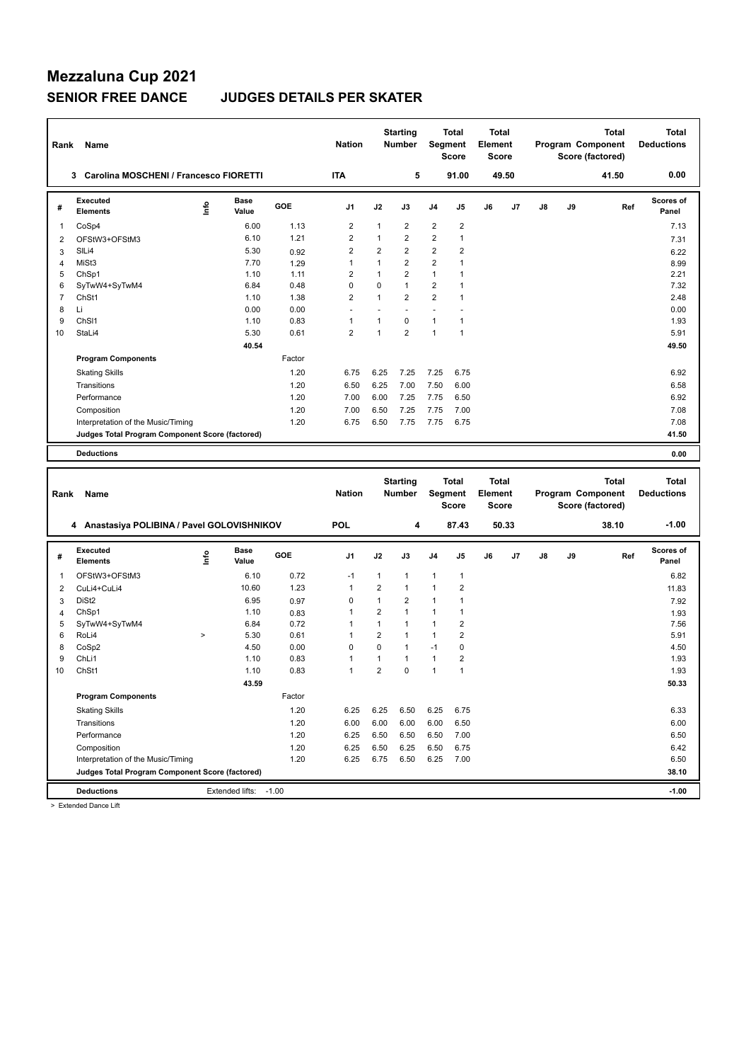# Mezzaluna Cup 2021

## SENIOR FREE DANCE JUDGES DETAILS PER SKATER

| Rank | Name | Nation | Starting Number | Total Segment Score | Total Element Score | Total Program Component Score (factored) | Total Deductions |
|---|---|---|---|---|---|---|---|
| 3 | Carolina MOSCHENI / Francesco FIORETTI | ITA | 5 | 91.00 | 49.50 | 41.50 | 0.00 |

| # | Executed Elements | Info | Base Value | GOE | J1 | J2 | J3 | J4 | J5 | J6 | J7 | J8 | J9 | Ref | Scores of Panel |
|---|---|---|---|---|---|---|---|---|---|---|---|---|---|---|---|
| 1 | CoSp4 | | 6.00 | 1.13 | 2 | 1 | 2 | 2 | 2 | | | | | | 7.13 |
| 2 | OFStW3+OFStM3 | | 6.10 | 1.21 | 2 | 1 | 2 | 2 | 1 | | | | | | 7.31 |
| 3 | SlLi4 | | 5.30 | 0.92 | 2 | 2 | 2 | 2 | 2 | | | | | | 6.22 |
| 4 | MiSt3 | | 7.70 | 1.29 | 1 | 1 | 2 | 2 | 1 | | | | | | 8.99 |
| 5 | ChSp1 | | 1.10 | 1.11 | 2 | 1 | 2 | 1 | 1 | | | | | | 2.21 |
| 6 | SyTwW4+SyTwM4 | | 6.84 | 0.48 | 0 | 0 | 1 | 2 | 1 | | | | | | 7.32 |
| 7 | ChSt1 | | 1.10 | 1.38 | 2 | 1 | 2 | 2 | 1 | | | | | | 2.48 |
| 8 | Li | | 0.00 | 0.00 | - | - | - | - | - | | | | | | 0.00 |
| 9 | ChSl1 | | 1.10 | 0.83 | 1 | 1 | 0 | 1 | 1 | | | | | | 1.93 |
| 10 | StaLi4 | | 5.30 | 0.61 | 2 | 1 | 2 | 1 | 1 | | | | | | 5.91 |
| | | | 40.54 | | | | | | | | | | | | 49.50 |
| | **Program Components** | | | Factor | | | | | | | | | | | |
| | Skating Skills | | | 1.20 | 6.75 | 6.25 | 7.25 | 7.25 | 6.75 | | | | | | 6.92 |
| | Transitions | | | 1.20 | 6.50 | 6.25 | 7.00 | 7.50 | 6.00 | | | | | | 6.58 |
| | Performance | | | 1.20 | 7.00 | 6.00 | 7.25 | 7.75 | 6.50 | | | | | | 6.92 |
| | Composition | | | 1.20 | 7.00 | 6.50 | 7.25 | 7.75 | 7.00 | | | | | | 7.08 |
| | Interpretation of the Music/Timing | | | 1.20 | 6.75 | 6.50 | 7.75 | 7.75 | 6.75 | | | | | | 7.08 |
| | **Judges Total Program Component Score (factored)** | | | | | | | | | | | | | | 41.50 |
| | **Deductions** | | | | | | | | | | | | | | 0.00 |

| Rank | Name | Nation | Starting Number | Total Segment Score | Total Element Score | Total Program Component Score (factored) | Total Deductions |
|---|---|---|---|---|---|---|---|
| 4 | Anastasiya POLIBINA / Pavel GOLOVISHNIKOV | POL | 4 | 87.43 | 50.33 | 38.10 | -1.00 |

| # | Executed Elements | Info | Base Value | GOE | J1 | J2 | J3 | J4 | J5 | J6 | J7 | J8 | J9 | Ref | Scores of Panel |
|---|---|---|---|---|---|---|---|---|---|---|---|---|---|---|---|
| 1 | OFStW3+OFStM3 | | 6.10 | 0.72 | -1 | 1 | 1 | 1 | 1 | | | | | | 6.82 |
| 2 | CuLi4+CuLi4 | | 10.60 | 1.23 | 1 | 2 | 1 | 1 | 2 | | | | | | 11.83 |
| 3 | DiSt2 | | 6.95 | 0.97 | 0 | 1 | 2 | 1 | 1 | | | | | | 7.92 |
| 4 | ChSp1 | | 1.10 | 0.83 | 1 | 2 | 1 | 1 | 1 | | | | | | 1.93 |
| 5 | SyTwW4+SyTwM4 | | 6.84 | 0.72 | 1 | 1 | 1 | 1 | 2 | | | | | | 7.56 |
| 6 | RoLi4 | > | 5.30 | 0.61 | 1 | 2 | 1 | 1 | 2 | | | | | | 5.91 |
| 8 | CoSp2 | | 4.50 | 0.00 | 0 | 0 | 1 | -1 | 0 | | | | | | 4.50 |
| 9 | ChLi1 | | 1.10 | 0.83 | 1 | 1 | 1 | 1 | 2 | | | | | | 1.93 |
| 10 | ChSt1 | | 1.10 | 0.83 | 1 | 2 | 0 | 1 | 1 | | | | | | 1.93 |
| | | | 43.59 | | | | | | | | | | | | 50.33 |
| | **Program Components** | | | Factor | | | | | | | | | | | |
| | Skating Skills | | | 1.20 | 6.25 | 6.25 | 6.50 | 6.25 | 6.75 | | | | | | 6.33 |
| | Transitions | | | 1.20 | 6.00 | 6.00 | 6.00 | 6.00 | 6.50 | | | | | | 6.00 |
| | Performance | | | 1.20 | 6.25 | 6.50 | 6.50 | 6.50 | 7.00 | | | | | | 6.50 |
| | Composition | | | 1.20 | 6.25 | 6.50 | 6.25 | 6.50 | 6.75 | | | | | | 6.42 |
| | Interpretation of the Music/Timing | | | 1.20 | 6.25 | 6.75 | 6.50 | 6.25 | 7.00 | | | | | | 6.50 |
| | **Judges Total Program Component Score (factored)** | | | | | | | | | | | | | | 38.10 |
| | **Deductions** | | Extended lifts: -1.00 | | | | | | | | | | | | -1.00 |

> Extended Dance Lift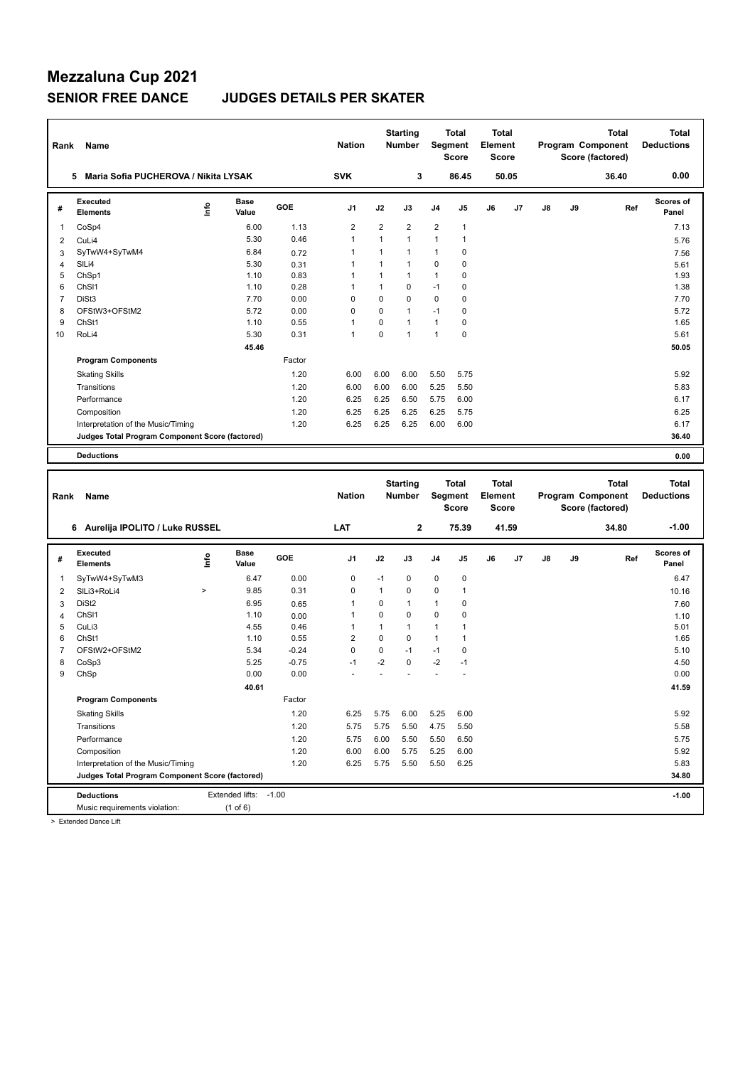# Mezzaluna Cup 2021

## SENIOR FREE DANCE JUDGES DETAILS PER SKATER

| Rank | Name | Nation | Starting Number | Total Segment Score | Total Element Score | Total Program Component Score (factored) | Total Deductions |
|---|---|---|---|---|---|---|---|
| 5 | Maria Sofia PUCHEROVA / Nikita LYSAK | SVK | 3 | 86.45 | 50.05 | 36.40 | 0.00 |

| # | Executed Elements | Info | Base Value | GOE | J1 | J2 | J3 | J4 | J5 | J6 | J7 | J8 | J9 | Ref | Scores of Panel |
|---|---|---|---|---|---|---|---|---|---|---|---|---|---|---|---|
| 1 | CoSp4 | | 6.00 | 1.13 | 2 | 2 | 2 | 2 | 1 | | | | | | 7.13 |
| 2 | CuLi4 | | 5.30 | 0.46 | 1 | 1 | 1 | 1 | 1 | | | | | | 5.76 |
| 3 | SyTwW4+SyTwM4 | | 6.84 | 0.72 | 1 | 1 | 1 | 1 | 0 | | | | | | 7.56 |
| 4 | SlLi4 | | 5.30 | 0.31 | 1 | 1 | 1 | 0 | 0 | | | | | | 5.61 |
| 5 | ChSp1 | | 1.10 | 0.83 | 1 | 1 | 1 | 1 | 0 | | | | | | 1.93 |
| 6 | ChSl1 | | 1.10 | 0.28 | 1 | 1 | 0 | -1 | 0 | | | | | | 1.38 |
| 7 | DiSt3 | | 7.70 | 0.00 | 0 | 0 | 0 | 0 | 0 | | | | | | 7.70 |
| 8 | OFStW3+OFStM2 | | 5.72 | 0.00 | 0 | 0 | 1 | -1 | 0 | | | | | | 5.72 |
| 9 | ChSt1 | | 1.10 | 0.55 | 1 | 0 | 1 | 1 | 0 | | | | | | 1.65 |
| 10 | RoLi4 | | 5.30 | 0.31 | 1 | 0 | 1 | 1 | 0 | | | | | | 5.61 |
| | | | 45.46 | | | | | | | | | | | | 50.05 |
| | **Program Components** | | | Factor | | | | | | | | | | | |
| | Skating Skills | | | 1.20 | 6.00 | 6.00 | 6.00 | 5.50 | 5.75 | | | | | | 5.92 |
| | Transitions | | | 1.20 | 6.00 | 6.00 | 6.00 | 5.25 | 5.50 | | | | | | 5.83 |
| | Performance | | | 1.20 | 6.25 | 6.25 | 6.50 | 5.75 | 6.00 | | | | | | 6.17 |
| | Composition | | | 1.20 | 6.25 | 6.25 | 6.25 | 6.25 | 5.75 | | | | | | 6.25 |
| | Interpretation of the Music/Timing | | | 1.20 | 6.25 | 6.25 | 6.25 | 6.00 | 6.00 | | | | | | 6.17 |
| | **Judges Total Program Component Score (factored)** | | | | | | | | | | | | | | 36.40 |
| | **Deductions** | | | | | | | | | | | | | | 0.00 |

| Rank | Name | Nation | Starting Number | Total Segment Score | Total Element Score | Total Program Component Score (factored) | Total Deductions |
|---|---|---|---|---|---|---|---|
| 6 | Aurelija IPOLITO / Luke RUSSEL | LAT | 2 | 75.39 | 41.59 | 34.80 | -1.00 |

| # | Executed Elements | Info | Base Value | GOE | J1 | J2 | J3 | J4 | J5 | J6 | J7 | J8 | J9 | Ref | Scores of Panel |
|---|---|---|---|---|---|---|---|---|---|---|---|---|---|---|---|
| 1 | SyTwW4+SyTwM3 | | 6.47 | 0.00 | 0 | -1 | 0 | 0 | 0 | | | | | | 6.47 |
| 2 | SlLi3+RoLi4 | > | 9.85 | 0.31 | 0 | 1 | 0 | 0 | 1 | | | | | | 10.16 |
| 3 | DiSt2 | | 6.95 | 0.65 | 1 | 0 | 1 | 1 | 0 | | | | | | 7.60 |
| 4 | ChSl1 | | 1.10 | 0.00 | 1 | 0 | 0 | 0 | 0 | | | | | | 1.10 |
| 5 | CuLi3 | | 4.55 | 0.46 | 1 | 1 | 1 | 1 | 1 | | | | | | 5.01 |
| 6 | ChSt1 | | 1.10 | 0.55 | 2 | 0 | 0 | 1 | 1 | | | | | | 1.65 |
| 7 | OFStW2+OFStM2 | | 5.34 | -0.24 | 0 | 0 | -1 | -1 | 0 | | | | | | 5.10 |
| 8 | CoSp3 | | 5.25 | -0.75 | -1 | -2 | 0 | -2 | -1 | | | | | | 4.50 |
| 9 | ChSp | | 0.00 | 0.00 | - | - | - | - | - | | | | | | 0.00 |
| | | | 40.61 | | | | | | | | | | | | 41.59 |
| | **Program Components** | | | Factor | | | | | | | | | | | |
| | Skating Skills | | | 1.20 | 6.25 | 5.75 | 6.00 | 5.25 | 6.00 | | | | | | 5.92 |
| | Transitions | | | 1.20 | 5.75 | 5.75 | 5.50 | 4.75 | 5.50 | | | | | | 5.58 |
| | Performance | | | 1.20 | 5.75 | 6.00 | 5.50 | 5.50 | 6.50 | | | | | | 5.75 |
| | Composition | | | 1.20 | 6.00 | 6.00 | 5.75 | 5.25 | 6.00 | | | | | | 5.92 |
| | Interpretation of the Music/Timing | | | 1.20 | 6.25 | 5.75 | 5.50 | 5.50 | 6.25 | | | | | | 5.83 |
| | **Judges Total Program Component Score (factored)** | | | | | | | | | | | | | | 34.80 |
| | **Deductions** | Extended lifts: | -1.00 | | | | | | | | | | | | -1.00 |
| | Music requirements violation: | (1 of 6) | | | | | | | | | | | | | |

> Extended Dance Lift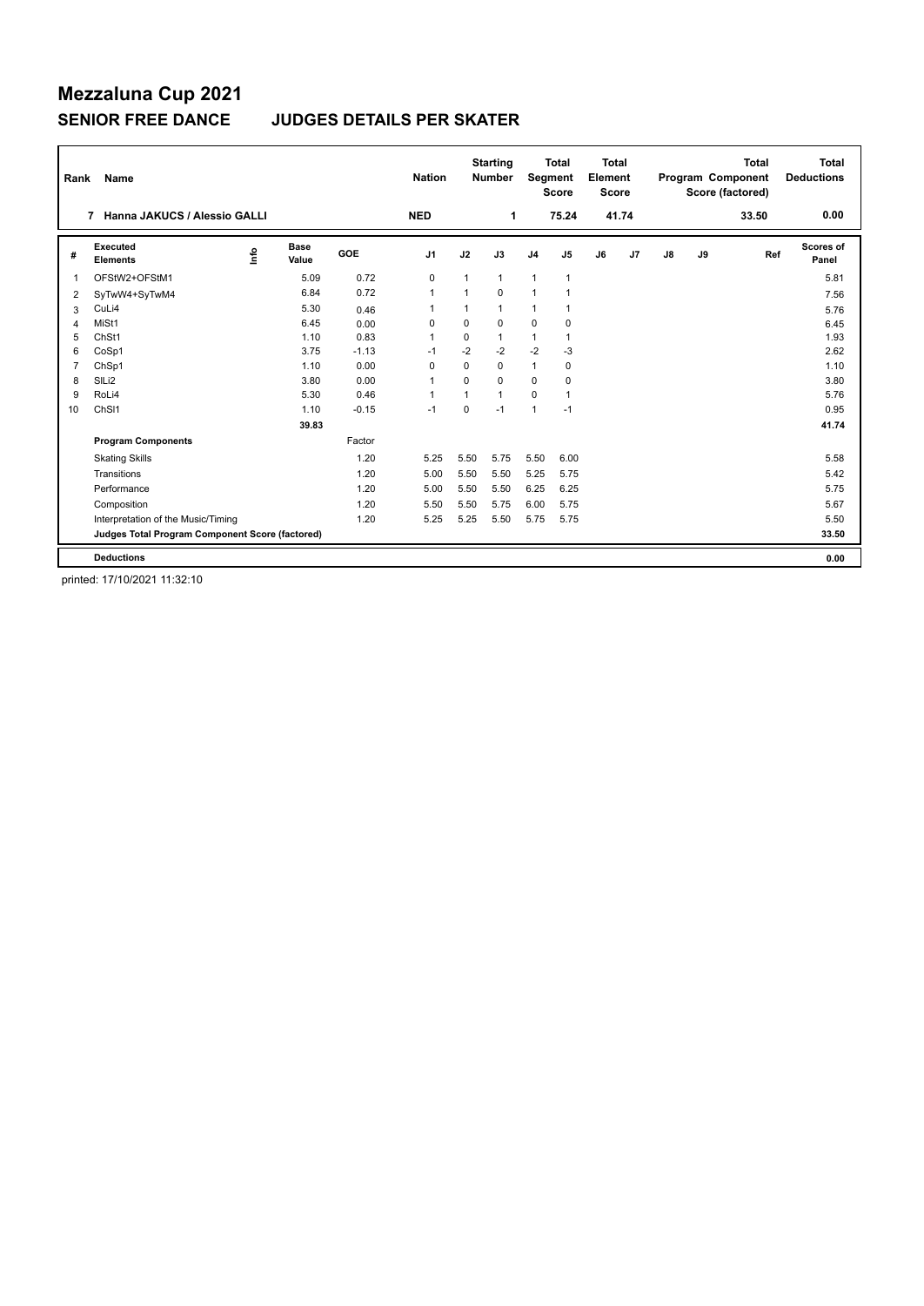# Mezzaluna Cup 2021

## SENIOR FREE DANCE JUDGES DETAILS PER SKATER

| Rank | Name | Nation | Starting Number | Total Segment Score | Total Element Score | Total Program Component Score (factored) | Total Deductions |
|---|---|---|---|---|---|---|---|
| 7 | Hanna JAKUCS / Alessio GALLI | NED | 1 | 75.24 | 41.74 | 33.50 | 0.00 |

| # | Executed Elements | Info | Base Value | GOE | J1 | J2 | J3 | J4 | J5 | J6 | J7 | J8 | J9 | Ref | Scores of Panel |
|---|---|---|---|---|---|---|---|---|---|---|---|---|---|---|---|
| 1 | OFStW2+OFStM1 | | 5.09 | 0.72 | 0 | 1 | 1 | 1 | 1 | | | | | | 5.81 |
| 2 | SyTwW4+SyTwM4 | | 6.84 | 0.72 | 1 | 1 | 0 | 1 | 1 | | | | | | 7.56 |
| 3 | CuLi4 | | 5.30 | 0.46 | 1 | 1 | 1 | 1 | 1 | | | | | | 5.76 |
| 4 | MiSt1 | | 6.45 | 0.00 | 0 | 0 | 0 | 0 | 0 | | | | | | 6.45 |
| 5 | ChSt1 | | 1.10 | 0.83 | 1 | 0 | 1 | 1 | 1 | | | | | | 1.93 |
| 6 | CoSp1 | | 3.75 | -1.13 | -1 | -2 | -2 | -2 | -3 | | | | | | 2.62 |
| 7 | ChSp1 | | 1.10 | 0.00 | 0 | 0 | 0 | 1 | 0 | | | | | | 1.10 |
| 8 | SlLi2 | | 3.80 | 0.00 | 1 | 0 | 0 | 0 | 0 | | | | | | 3.80 |
| 9 | RoLi4 | | 5.30 | 0.46 | 1 | 1 | 1 | 0 | 1 | | | | | | 5.76 |
| 10 | ChSl1 | | 1.10 | -0.15 | -1 | 0 | -1 | 1 | -1 | | | | | | 0.95 |
| | | | 39.83 | | | | | | | | | | | | 41.74 |
| | **Program Components** | | | Factor | | | | | | | | | | | |
| | Skating Skills | | | 1.20 | 5.25 | 5.50 | 5.75 | 5.50 | 6.00 | | | | | | 5.58 |
| | Transitions | | | 1.20 | 5.00 | 5.50 | 5.50 | 5.25 | 5.75 | | | | | | 5.42 |
| | Performance | | | 1.20 | 5.00 | 5.50 | 5.50 | 6.25 | 6.25 | | | | | | 5.75 |
| | Composition | | | 1.20 | 5.50 | 5.50 | 5.75 | 6.00 | 5.75 | | | | | | 5.67 |
| | Interpretation of the Music/Timing | | | 1.20 | 5.25 | 5.25 | 5.50 | 5.75 | 5.75 | | | | | | 5.50 |
| | **Judges Total Program Component Score (factored)** | | | | | | | | | | | | | | 33.50 |
| | **Deductions** | | | | | | | | | | | | | | 0.00 |

printed: 17/10/2021 11:32:10